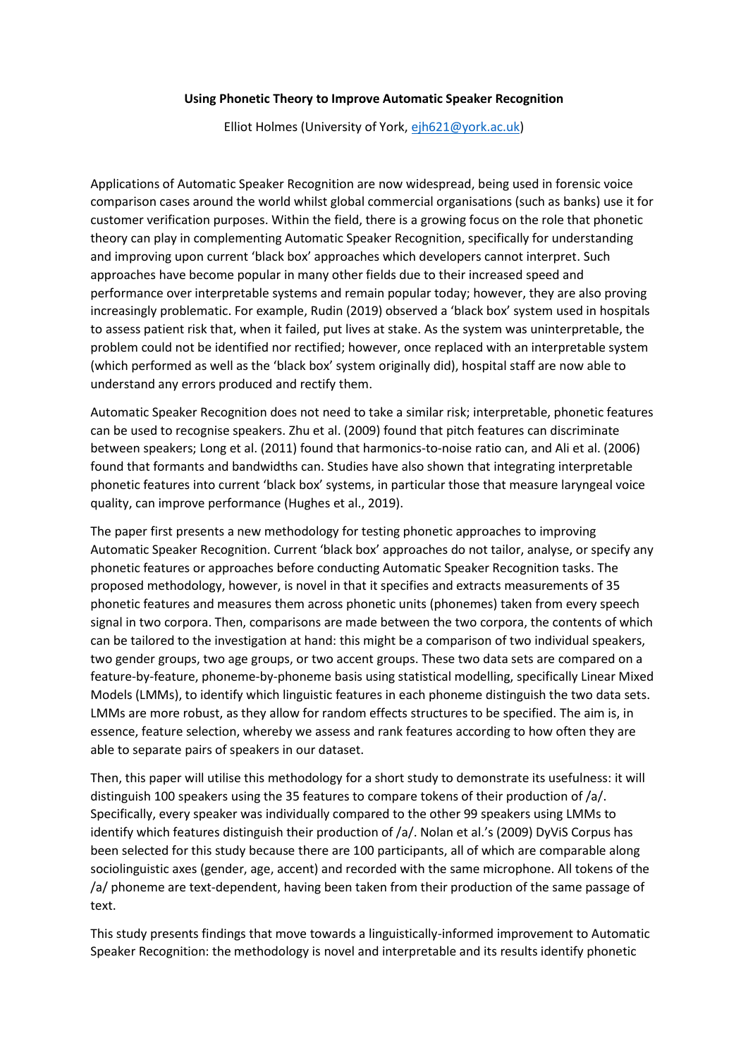**Using Phonetic Theory to Improve Automatic Speaker Recognition**

Elliot Holmes (University of York, ejh621@york.ac.uk)

Applications of Automatic Speaker Recognition are now widespread, being used in forensic voice comparison cases around the world whilst global commercial organisations (such as banks) use it for customer verification purposes. Within the field, there is a growing focus on the role that phonetic theory can play in complementing Automatic Speaker Recognition, specifically for understanding and improving upon current 'black box' approaches which developers cannot interpret. Such approaches have become popular in many other fields due to their increased speed and performance over interpretable systems and remain popular today; however, they are also proving increasingly problematic. For example, Rudin (2019) observed a 'black box' system used in hospitals to assess patient risk that, when it failed, put lives at stake. As the system was uninterpretable, the problem could not be identified nor rectified; however, once replaced with an interpretable system (which performed as well as the 'black box' system originally did), hospital staff are now able to understand any errors produced and rectify them.

Automatic Speaker Recognition does not need to take a similar risk; interpretable, phonetic features can be used to recognise speakers. Zhu et al. (2009) found that pitch features can discriminate between speakers; Long et al. (2011) found that harmonics-to-noise ratio can, and Ali et al. (2006) found that formants and bandwidths can. Studies have also shown that integrating interpretable phonetic features into current 'black box' systems, in particular those that measure laryngeal voice quality, can improve performance (Hughes et al., 2019).

The paper first presents a new methodology for testing phonetic approaches to improving Automatic Speaker Recognition. Current 'black box' approaches do not tailor, analyse, or specify any phonetic features or approaches before conducting Automatic Speaker Recognition tasks. The proposed methodology, however, is novel in that it specifies and extracts measurements of 35 phonetic features and measures them across phonetic units (phonemes) taken from every speech signal in two corpora. Then, comparisons are made between the two corpora, the contents of which can be tailored to the investigation at hand: this might be a comparison of two individual speakers, two gender groups, two age groups, or two accent groups. These two data sets are compared on a feature-by-feature, phoneme-by-phoneme basis using statistical modelling, specifically Linear Mixed Models (LMMs), to identify which linguistic features in each phoneme distinguish the two data sets. LMMs are more robust, as they allow for random effects structures to be specified. The aim is, in essence, feature selection, whereby we assess and rank features according to how often they are able to separate pairs of speakers in our dataset.

Then, this paper will utilise this methodology for a short study to demonstrate its usefulness: it will distinguish 100 speakers using the 35 features to compare tokens of their production of /a/. Specifically, every speaker was individually compared to the other 99 speakers using LMMs to identify which features distinguish their production of /a/. Nolan et al.'s (2009) DyViS Corpus has been selected for this study because there are 100 participants, all of which are comparable along sociolinguistic axes (gender, age, accent) and recorded with the same microphone. All tokens of the /a/ phoneme are text-dependent, having been taken from their production of the same passage of text.

This study presents findings that move towards a linguistically-informed improvement to Automatic Speaker Recognition: the methodology is novel and interpretable and its results identify phonetic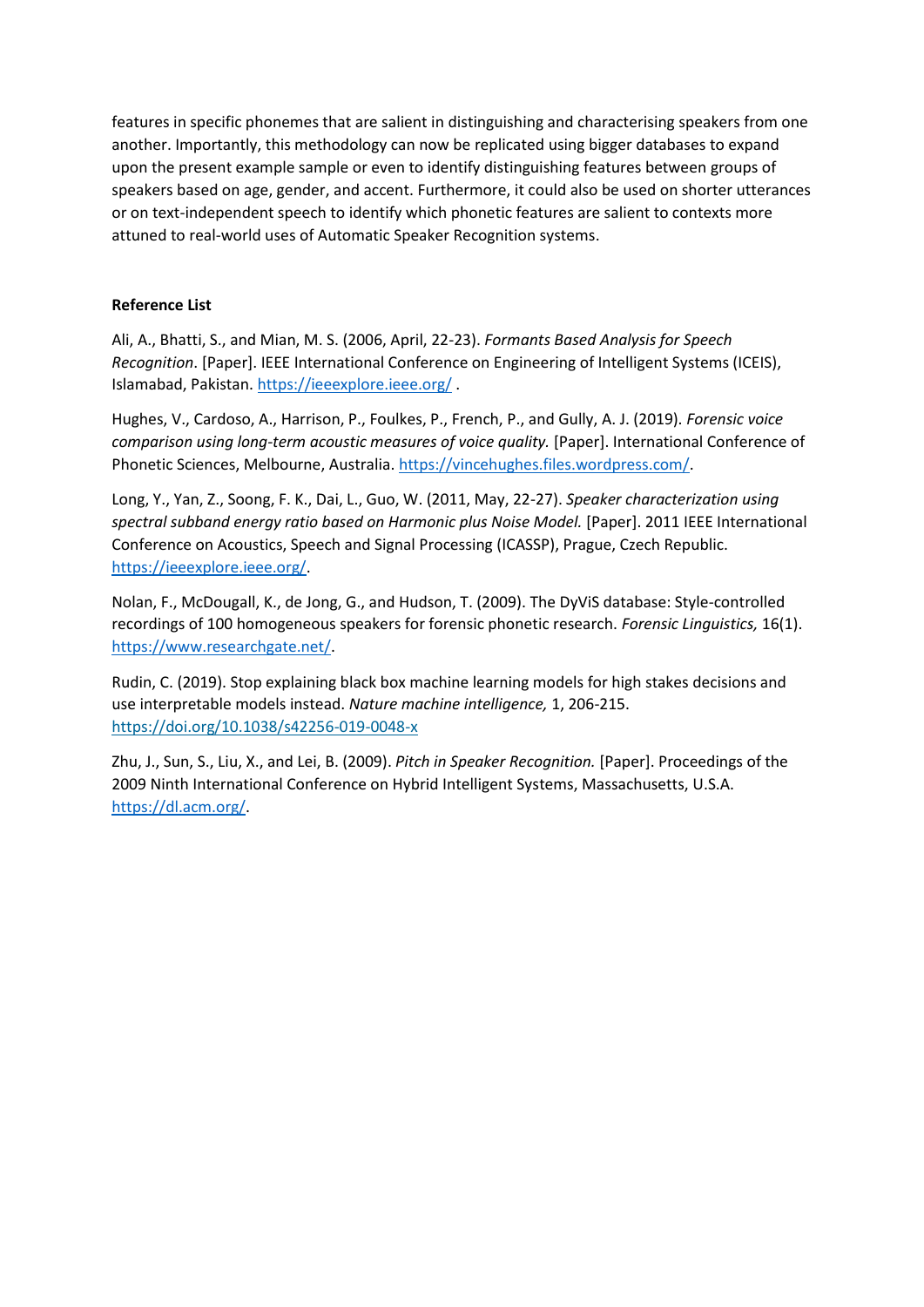features in specific phonemes that are salient in distinguishing and characterising speakers from one another. Importantly, this methodology can now be replicated using bigger databases to expand upon the present example sample or even to identify distinguishing features between groups of speakers based on age, gender, and accent. Furthermore, it could also be used on shorter utterances or on text-independent speech to identify which phonetic features are salient to contexts more attuned to real-world uses of Automatic Speaker Recognition systems.

**Reference List**

Ali, A., Bhatti, S., and Mian, M. S. (2006, April, 22-23). *Formants Based Analysis for Speech Recognition*. [Paper]. IEEE International Conference on Engineering of Intelligent Systems (ICEIS), Islamabad, Pakistan. https://ieeexplore.ieee.org/ .

Hughes, V., Cardoso, A., Harrison, P., Foulkes, P., French, P., and Gully, A. J. (2019). *Forensic voice comparison using long-term acoustic measures of voice quality.* [Paper]. International Conference of Phonetic Sciences, Melbourne, Australia. https://vincehughes.files.wordpress.com/.

Long, Y., Yan, Z., Soong, F. K., Dai, L., Guo, W. (2011, May, 22-27). *Speaker characterization using spectral subband energy ratio based on Harmonic plus Noise Model.* [Paper]. 2011 IEEE International Conference on Acoustics, Speech and Signal Processing (ICASSP), Prague, Czech Republic. https://ieeexplore.ieee.org/.

Nolan, F., McDougall, K., de Jong, G., and Hudson, T. (2009). The DyViS database: Style-controlled recordings of 100 homogeneous speakers for forensic phonetic research. *Forensic Linguistics,* 16(1). https://www.researchgate.net/.

Rudin, C. (2019). Stop explaining black box machine learning models for high stakes decisions and use interpretable models instead. *Nature machine intelligence,* 1, 206-215. https://doi.org/10.1038/s42256-019-0048-x

Zhu, J., Sun, S., Liu, X., and Lei, B. (2009). *Pitch in Speaker Recognition.* [Paper]. Proceedings of the 2009 Ninth International Conference on Hybrid Intelligent Systems, Massachusetts, U.S.A. https://dl.acm.org/.